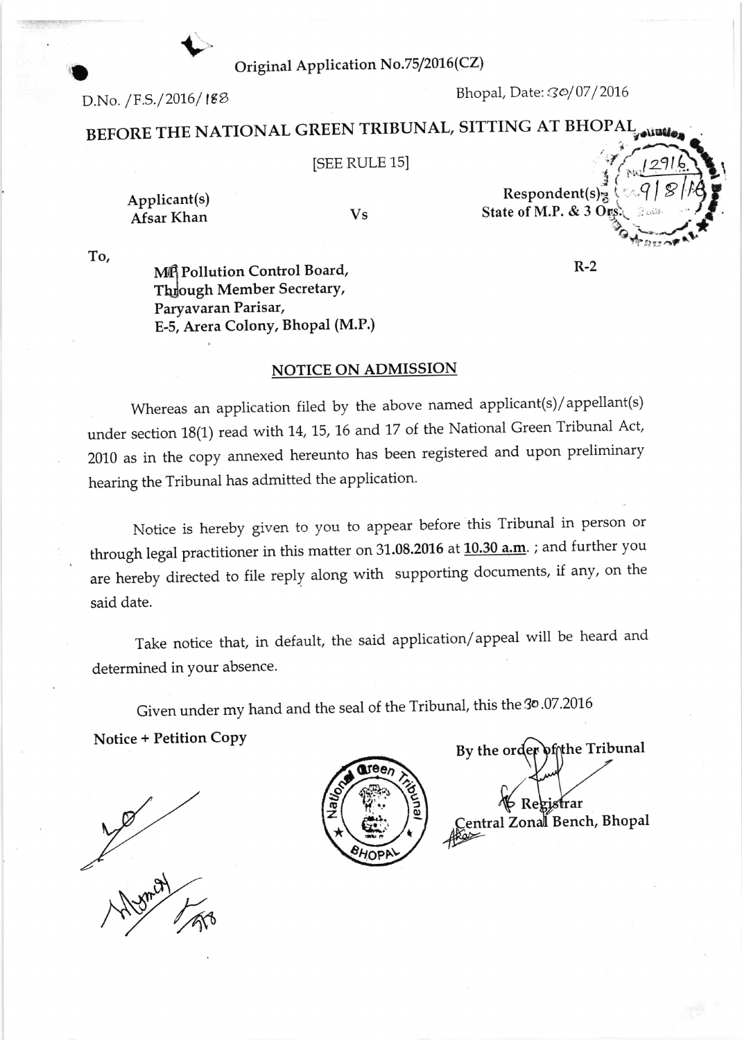Original Application No.75/2016(CZ)

D.No. /F.S./2016/188 | Bhopal, Date: 30/07/2016

## BEFORE THE NATIONAL GREEN TRIBUNAL, SITTING AT BHOPAL

[SEE RULE 15]

| Applicant(s) | Vs | Respondent(s) |
|---|---|---|
| Afsar Khan | | State of M.P. & 3 Ors. |

To,

MP Pollution Control Board,
Through Member Secretary,
Paryavaran Parisar,
E-5, Arera Colony, Bhopal (M.P.)

R-2

### NOTICE ON ADMISSION

Whereas an application filed by the above named applicant(s)/appellant(s) under section 18(1) read with 14, 15, 16 and 17 of the National Green Tribunal Act, 2010 as in the copy annexed hereunto has been registered and upon preliminary hearing the Tribunal has admitted the application.

Notice is hereby given to you to appear before this Tribunal in person or through legal practitioner in this matter on 31.08.2016 at 10.30 a.m. ; and further you are hereby directed to file reply along with supporting documents, if any, on the said date.

Take notice that, in default, the said application/appeal will be heard and determined in your absence.

Given under my hand and the seal of the Tribunal, this the 30.07.2016

**Notice + Petition Copy**

By the order of the Tribunal

Registrar
Central Zonal Bench, Bhopal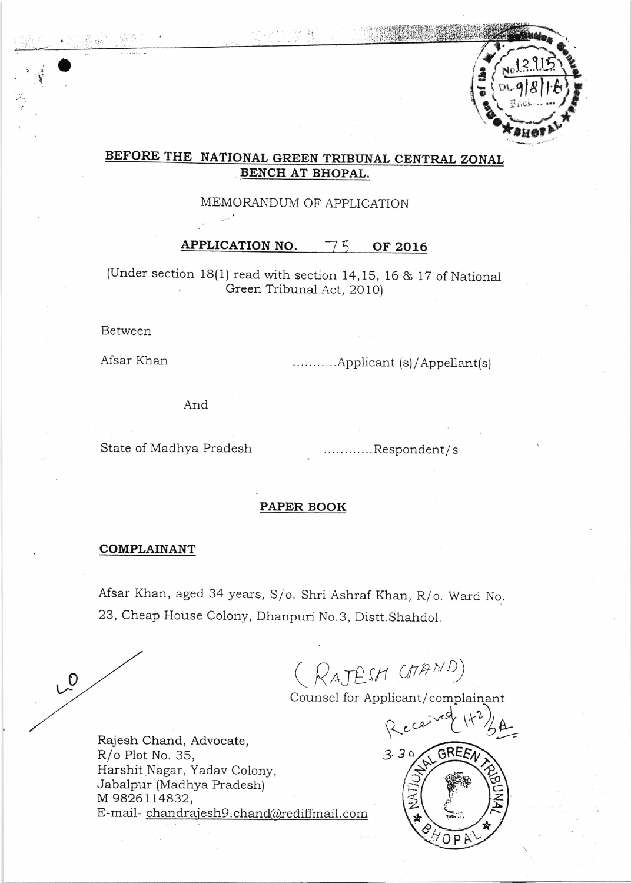**BEFORE THE NATIONAL GREEN TRIBUNAL CENTRAL ZONAL BENCH AT BHOPAL.**

MEMORANDUM OF APPLICATION

**APPLICATION NO. 75 OF 2016**

(Under section 18(1) read with section 14,15, 16 & 17 of National Green Tribunal Act, 2010)

Between

Afsar Khan ...........Applicant (s)/Appellant(s)

And

State of Madhya Pradesh ............Respondent/s

**PAPER BOOK**

**COMPLAINANT**

Afsar Khan, aged 34 years, S/o. Shri Ashraf Khan, R/o. Ward No. 23, Cheap House Colony, Dhanpuri No.3, Distt.Shahdol.

(RAJESH CHAND)

Counsel for Applicant/complainant

Rajesh Chand, Advocate,
R/o Plot No. 35,
Harshit Nagar, Yadav Colony,
Jabalpur (Madhya Pradesh)
M 9826114832,
E-mail- chandrajesh9.chand@rediffmail.com